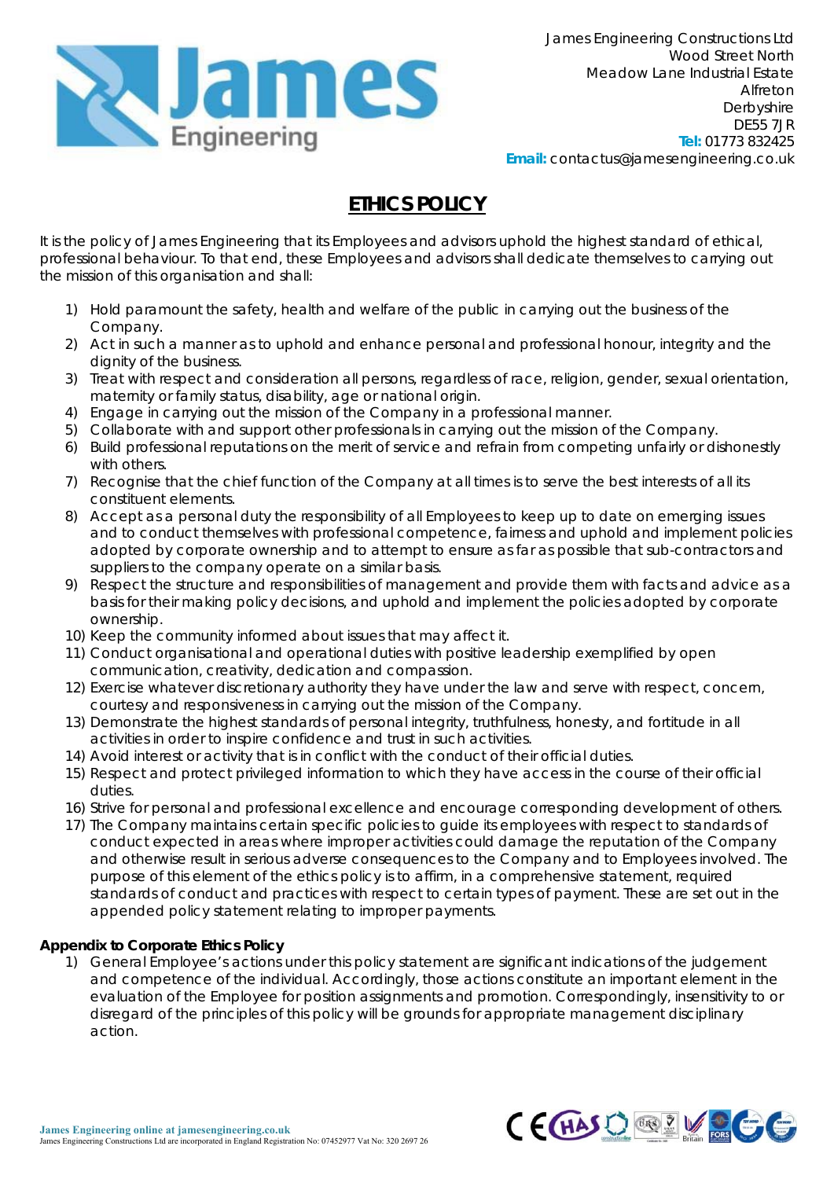James Engineering Constructions Ltd
Wood Street North
Meadow Lane Industrial Estate
Alfreton
Derbyshire
DE55 7JR
**Tel:** 01773 832425
**Email:** contactus@jamesengineering.co.uk

# ETHICS POLICY

It is the policy of James Engineering that its Employees and advisors uphold the highest standard of ethical, professional behaviour. To that end, these Employees and advisors shall dedicate themselves to carrying out the mission of this organisation and shall:

1) Hold paramount the safety, health and welfare of the public in carrying out the business of the Company.
2) Act in such a manner as to uphold and enhance personal and professional honour, integrity and the dignity of the business.
3) Treat with respect and consideration all persons, regardless of race, religion, gender, sexual orientation, maternity or family status, disability, age or national origin.
4) Engage in carrying out the mission of the Company in a professional manner.
5) Collaborate with and support other professionals in carrying out the mission of the Company.
6) Build professional reputations on the merit of service and refrain from competing unfairly or dishonestly with others.
7) Recognise that the chief function of the Company at all times is to serve the best interests of all its constituent elements.
8) Accept as a personal duty the responsibility of all Employees to keep up to date on emerging issues and to conduct themselves with professional competence, fairness and uphold and implement policies adopted by corporate ownership and to attempt to ensure as far as possible that sub-contractors and suppliers to the company operate on a similar basis.
9) Respect the structure and responsibilities of management and provide them with facts and advice as a basis for their making policy decisions, and uphold and implement the policies adopted by corporate ownership.
10) Keep the community informed about issues that may affect it.
11) Conduct organisational and operational duties with positive leadership exemplified by open communication, creativity, dedication and compassion.
12) Exercise whatever discretionary authority they have under the law and serve with respect, concern, courtesy and responsiveness in carrying out the mission of the Company.
13) Demonstrate the highest standards of personal integrity, truthfulness, honesty, and fortitude in all activities in order to inspire confidence and trust in such activities.
14) Avoid interest or activity that is in conflict with the conduct of their official duties.
15) Respect and protect privileged information to which they have access in the course of their official duties.
16) Strive for personal and professional excellence and encourage corresponding development of others.
17) The Company maintains certain specific policies to guide its employees with respect to standards of conduct expected in areas where improper activities could damage the reputation of the Company and otherwise result in serious adverse consequences to the Company and to Employees involved. The purpose of this element of the ethics policy is to affirm, in a comprehensive statement, required standards of conduct and practices with respect to certain types of payment. These are set out in the appended policy statement relating to improper payments.

**Appendix to Corporate Ethics Policy**

1) General Employee's actions under this policy statement are significant indications of the judgement and competence of the individual. Accordingly, those actions constitute an important element in the evaluation of the Employee for position assignments and promotion. Correspondingly, insensitivity to or disregard of the principles of this policy will be grounds for appropriate management disciplinary action.

**James Engineering online at jamesengineering.co.uk**
James Engineering Constructions Ltd are incorporated in England Registration No: 07452977 Vat No: 320 2697 26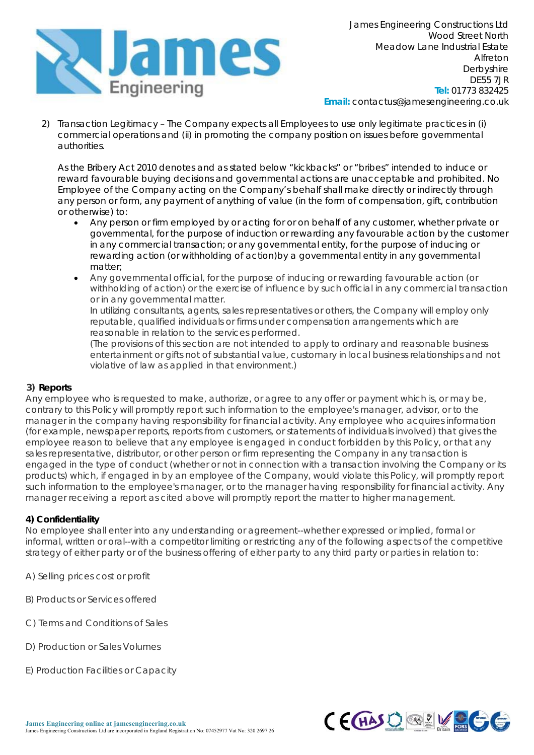2) Transaction Legitimacy – The Company expects all Employees to use only legitimate practices in (i) commercial operations and (ii) in promoting the company position on issues before governmental authorities.

   As the Bribery Act 2010 denotes and as stated below "kickbacks" or "bribes" intended to induce or reward favourable buying decisions and governmental actions are unacceptable and prohibited. No Employee of the Company acting on the Company's behalf shall make directly or indirectly through any person or form, any payment of anything of value (in the form of compensation, gift, contribution or otherwise) to:

   - Any person or firm employed by or acting for or on behalf of any customer, whether private or governmental, for the purpose of induction or rewarding any favourable action by the customer in any commercial transaction; or any governmental entity, for the purpose of inducing or rewarding action (or withholding of action)by a governmental entity in any governmental matter;
   - Any governmental official, for the purpose of inducing or rewarding favourable action (or withholding of action) or the exercise of influence by such official in any commercial transaction or in any governmental matter.
     In utilizing consultants, agents, sales representatives or others, the Company will employ only reputable, qualified individuals or firms under compensation arrangements which are reasonable in relation to the services performed.
     (The provisions of this section are not intended to apply to ordinary and reasonable business entertainment or gifts not of substantial value, customary in local business relationships and not violative of law as applied in that environment.)

**3) Reports**

Any employee who is requested to make, authorize, or agree to any offer or payment which is, or may be, contrary to this Policy will promptly report such information to the employee's manager, advisor, or to the manager in the company having responsibility for financial activity. Any employee who acquires information (for example, newspaper reports, reports from customers, or statements of individuals involved) that gives the employee reason to believe that any employee is engaged in conduct forbidden by this Policy, or that any sales representative, distributor, or other person or firm representing the Company in any transaction is engaged in the type of conduct (whether or not in connection with a transaction involving the Company or its products) which, if engaged in by an employee of the Company, would violate this Policy, will promptly report such information to the employee's manager, or to the manager having responsibility for financial activity. Any manager receiving a report as cited above will promptly report the matter to higher management.

**4) Confidentiality**

No employee shall enter into any understanding or agreement--whether expressed or implied, formal or informal, written or oral--with a competitor limiting or restricting any of the following aspects of the competitive strategy of either party or of the business offering of either party to any third party or parties in relation to:

A) Selling prices cost or profit

B) Products or Services offered

C) Terms and Conditions of Sales

D) Production or Sales Volumes

E) Production Facilities or Capacity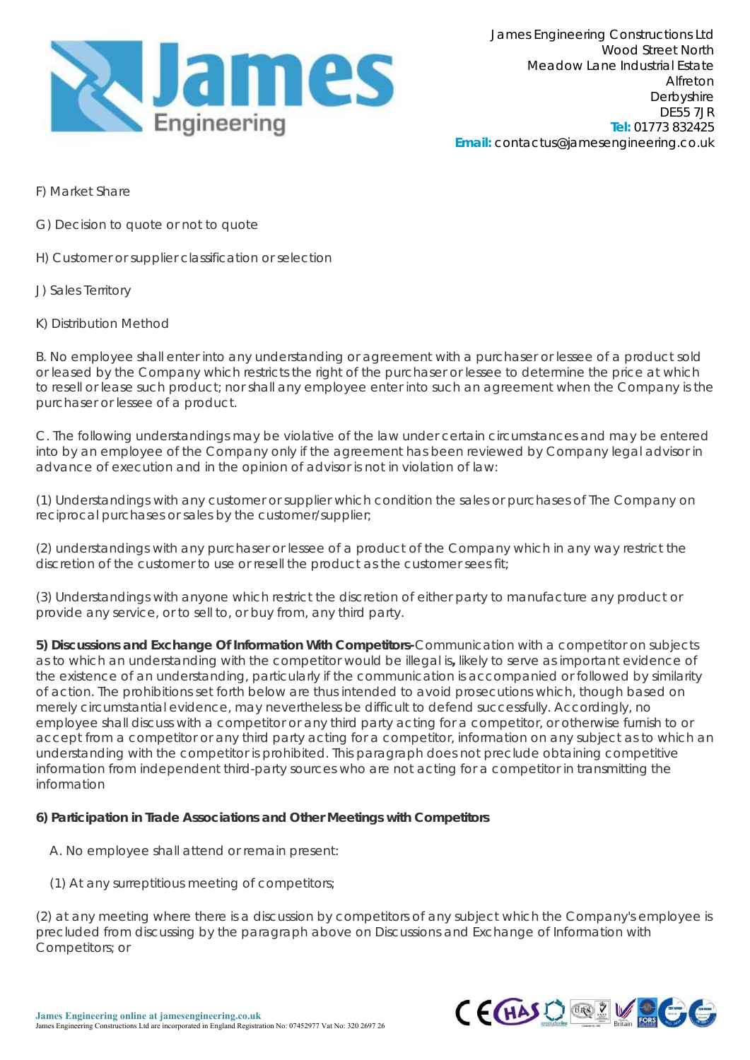F) Market Share

G) Decision to quote or not to quote

H) Customer or supplier classification or selection

J) Sales Territory

K) Distribution Method

B. No employee shall enter into any understanding or agreement with a purchaser or lessee of a product sold or leased by the Company which restricts the right of the purchaser or lessee to determine the price at which to resell or lease such product; nor shall any employee enter into such an agreement when the Company is the purchaser or lessee of a product.

C. The following understandings may be violative of the law under certain circumstances and may be entered into by an employee of the Company only if the agreement has been reviewed by Company legal advisor in advance of execution and in the opinion of advisor is not in violation of law:

(1) Understandings with any customer or supplier which condition the sales or purchases of The Company on reciprocal purchases or sales by the customer/supplier;

(2) understandings with any purchaser or lessee of a product of the Company which in any way restrict the discretion of the customer to use or resell the product as the customer sees fit;

(3) Understandings with anyone which restrict the discretion of either party to manufacture any product or provide any service, or to sell to, or buy from, any third party.

**5) Discussions and Exchange Of Information With Competitors-** Communication with a competitor on subjects as to which an understanding with the competitor would be illegal is**,** likely to serve as important evidence of the existence of an understanding, particularly if the communication is accompanied or followed by similarity of action. The prohibitions set forth below are thus intended to avoid prosecutions which, though based on merely circumstantial evidence, may nevertheless be difficult to defend successfully. Accordingly, no employee shall discuss with a competitor or any third party acting for a competitor, or otherwise furnish to or accept from a competitor or any third party acting for a competitor, information on any subject as to which an understanding with the competitor is prohibited. This paragraph does not preclude obtaining competitive information from independent third-party sources who are not acting for a competitor in transmitting the information

**6) Participation in Trade Associations and Other Meetings with Competitors**

A. No employee shall attend or remain present:

(1) At any surreptitious meeting of competitors;

(2) at any meeting where there is a discussion by competitors of any subject which the Company's employee is precluded from discussing by the paragraph above on Discussions and Exchange of Information with Competitors; or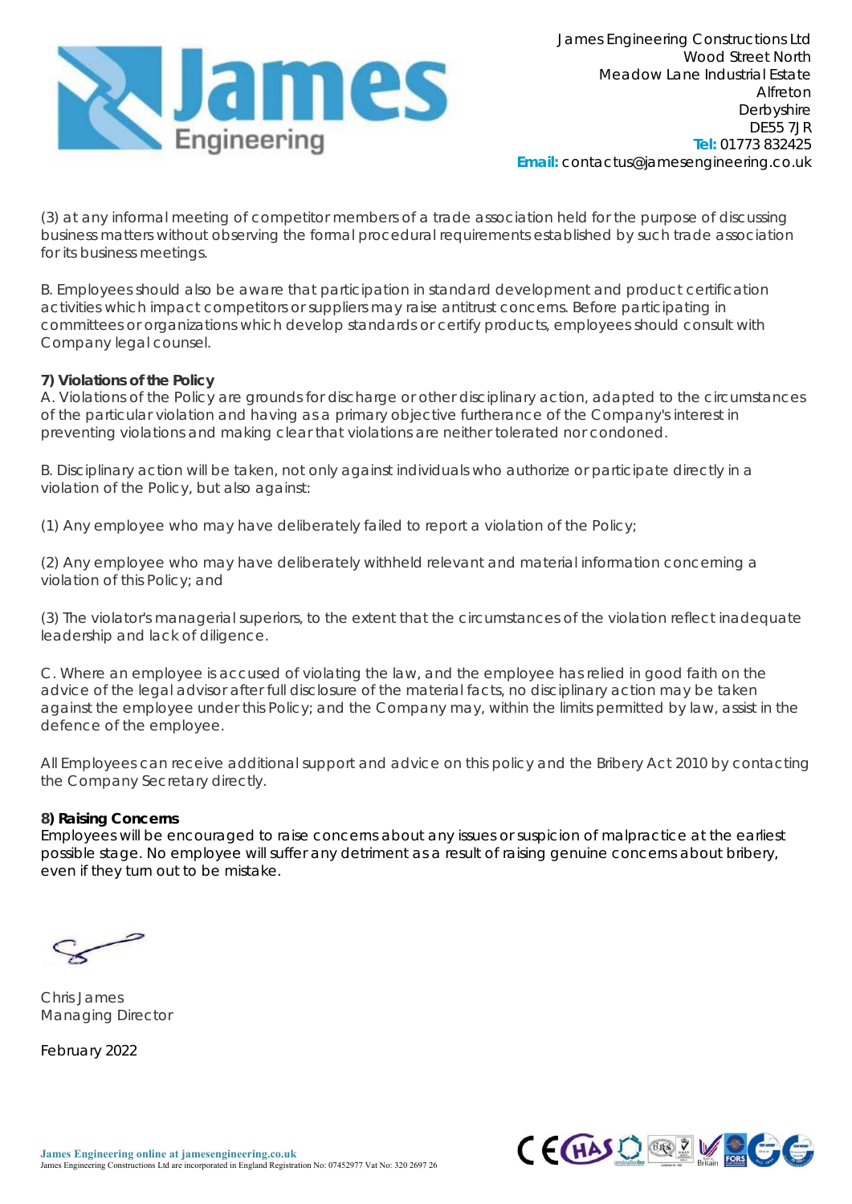(3) at any informal meeting of competitor members of a trade association held for the purpose of discussing business matters without observing the formal procedural requirements established by such trade association for its business meetings.

B. Employees should also be aware that participation in standard development and product certification activities which impact competitors or suppliers may raise antitrust concerns. Before participating in committees or organizations which develop standards or certify products, employees should consult with Company legal counsel.

**7) Violations of the Policy**
A. Violations of the Policy are grounds for discharge or other disciplinary action, adapted to the circumstances of the particular violation and having as a primary objective furtherance of the Company's interest in preventing violations and making clear that violations are neither tolerated nor condoned.

B. Disciplinary action will be taken, not only against individuals who authorize or participate directly in a violation of the Policy, but also against:

(1) Any employee who may have deliberately failed to report a violation of the Policy;

(2) Any employee who may have deliberately withheld relevant and material information concerning a violation of this Policy; and

(3) The violator's managerial superiors, to the extent that the circumstances of the violation reflect inadequate leadership and lack of diligence.

C. Where an employee is accused of violating the law, and the employee has relied in good faith on the advice of the legal advisor after full disclosure of the material facts, no disciplinary action may be taken against the employee under this Policy; and the Company may, within the limits permitted by law, assist in the defence of the employee.

All Employees can receive additional support and advice on this policy and the Bribery Act 2010 by contacting the Company Secretary directly.

**8) Raising Concerns**
Employees will be encouraged to raise concerns about any issues or suspicion of malpractice at the earliest possible stage. No employee will suffer any detriment as a result of raising genuine concerns about bribery, even if they turn out to be mistake.

Chris James
Managing Director

February 2022